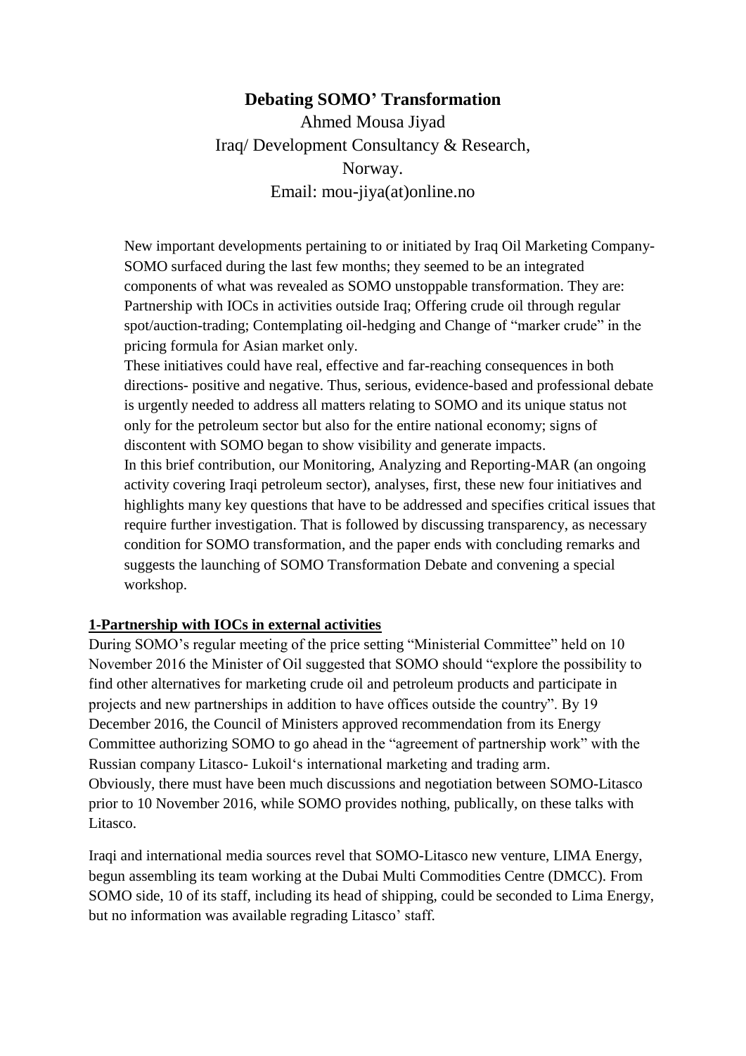# Debating SOMO' Transformation

Ahmed Mousa Jiyad

Iraq/ Development Consultancy & Research,

Norway.

Email: mou-jiya(at)online.no

New important developments pertaining to or initiated by Iraq Oil Marketing Company-SOMO surfaced during the last few months; they seemed to be an integrated components of what was revealed as SOMO unstoppable transformation. They are: Partnership with IOCs in activities outside Iraq; Offering crude oil through regular spot/auction-trading; Contemplating oil-hedging and Change of "marker crude" in the pricing formula for Asian market only.

These initiatives could have real, effective and far-reaching consequences in both directions- positive and negative. Thus, serious, evidence-based and professional debate is urgently needed to address all matters relating to SOMO and its unique status not only for the petroleum sector but also for the entire national economy; signs of discontent with SOMO began to show visibility and generate impacts.

In this brief contribution, our Monitoring, Analyzing and Reporting-MAR (an ongoing activity covering Iraqi petroleum sector), analyses, first, these new four initiatives and highlights many key questions that have to be addressed and specifies critical issues that require further investigation. That is followed by discussing transparency, as necessary condition for SOMO transformation, and the paper ends with concluding remarks and suggests the launching of SOMO Transformation Debate and convening a special workshop.

## 1-Partnership with IOCs in external activities

During SOMO's regular meeting of the price setting "Ministerial Committee" held on 10 November 2016 the Minister of Oil suggested that SOMO should "explore the possibility to find other alternatives for marketing crude oil and petroleum products and participate in projects and new partnerships in addition to have offices outside the country". By 19 December 2016, the Council of Ministers approved recommendation from its Energy Committee authorizing SOMO to go ahead in the "agreement of partnership work" with the Russian company Litasco- Lukoil's international marketing and trading arm.

Obviously, there must have been much discussions and negotiation between SOMO-Litasco prior to 10 November 2016, while SOMO provides nothing, publically, on these talks with Litasco.

Iraqi and international media sources revel that SOMO-Litasco new venture, LIMA Energy, begun assembling its team working at the Dubai Multi Commodities Centre (DMCC). From SOMO side, 10 of its staff, including its head of shipping, could be seconded to Lima Energy, but no information was available regrading Litasco' staff.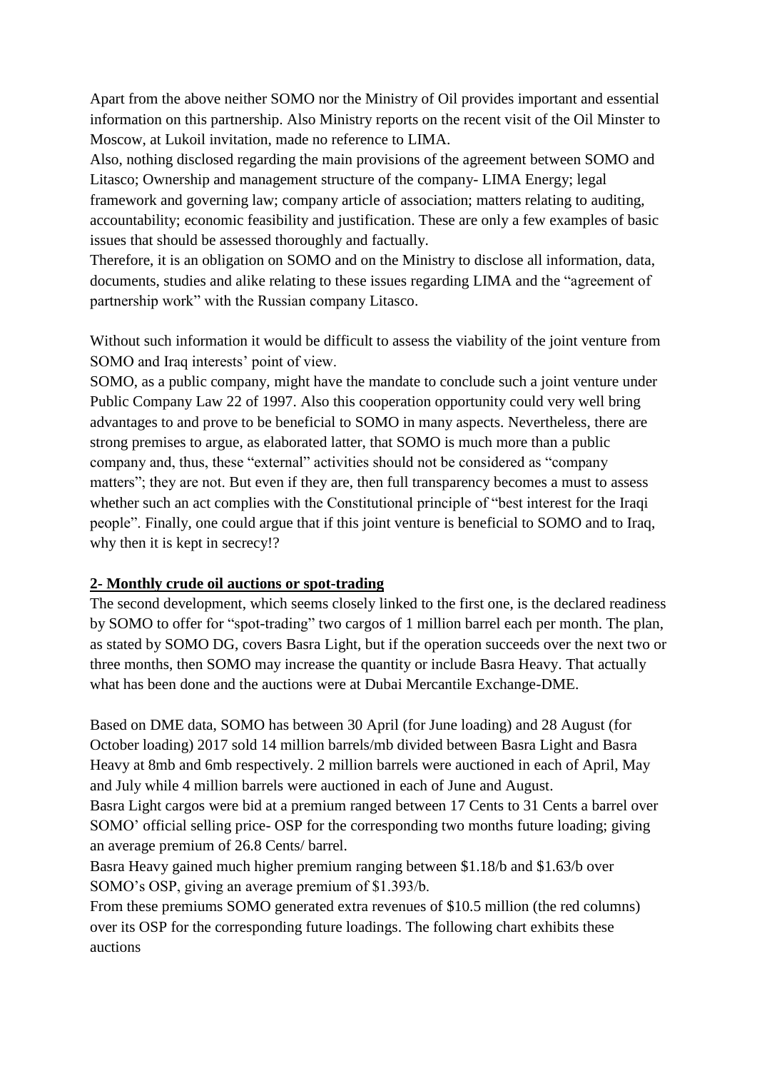Apart from the above neither SOMO nor the Ministry of Oil provides important and essential information on this partnership. Also Ministry reports on the recent visit of the Oil Minster to Moscow, at Lukoil invitation, made no reference to LIMA.

Also, nothing disclosed regarding the main provisions of the agreement between SOMO and Litasco; Ownership and management structure of the company- LIMA Energy; legal framework and governing law; company article of association; matters relating to auditing, accountability; economic feasibility and justification. These are only a few examples of basic issues that should be assessed thoroughly and factually.

Therefore, it is an obligation on SOMO and on the Ministry to disclose all information, data, documents, studies and alike relating to these issues regarding LIMA and the "agreement of partnership work" with the Russian company Litasco.

Without such information it would be difficult to assess the viability of the joint venture from SOMO and Iraq interests' point of view.

SOMO, as a public company, might have the mandate to conclude such a joint venture under Public Company Law 22 of 1997. Also this cooperation opportunity could very well bring advantages to and prove to be beneficial to SOMO in many aspects. Nevertheless, there are strong premises to argue, as elaborated latter, that SOMO is much more than a public company and, thus, these "external" activities should not be considered as "company matters"; they are not. But even if they are, then full transparency becomes a must to assess whether such an act complies with the Constitutional principle of "best interest for the Iraqi people". Finally, one could argue that if this joint venture is beneficial to SOMO and to Iraq, why then it is kept in secrecy!?

**2- Monthly crude oil auctions or spot-trading**

The second development, which seems closely linked to the first one, is the declared readiness by SOMO to offer for "spot-trading" two cargos of 1 million barrel each per month. The plan, as stated by SOMO DG, covers Basra Light, but if the operation succeeds over the next two or three months, then SOMO may increase the quantity or include Basra Heavy. That actually what has been done and the auctions were at Dubai Mercantile Exchange-DME.

Based on DME data, SOMO has between 30 April (for June loading) and 28 August (for October loading) 2017 sold 14 million barrels/mb divided between Basra Light and Basra Heavy at 8mb and 6mb respectively. 2 million barrels were auctioned in each of April, May and July while 4 million barrels were auctioned in each of June and August.

Basra Light cargos were bid at a premium ranged between 17 Cents to 31 Cents a barrel over SOMO' official selling price- OSP for the corresponding two months future loading; giving an average premium of 26.8 Cents/ barrel.

Basra Heavy gained much higher premium ranging between $1.18/b and $1.63/b over SOMO's OSP, giving an average premium of $1.393/b.

From these premiums SOMO generated extra revenues of $10.5 million (the red columns) over its OSP for the corresponding future loadings. The following chart exhibits these auctions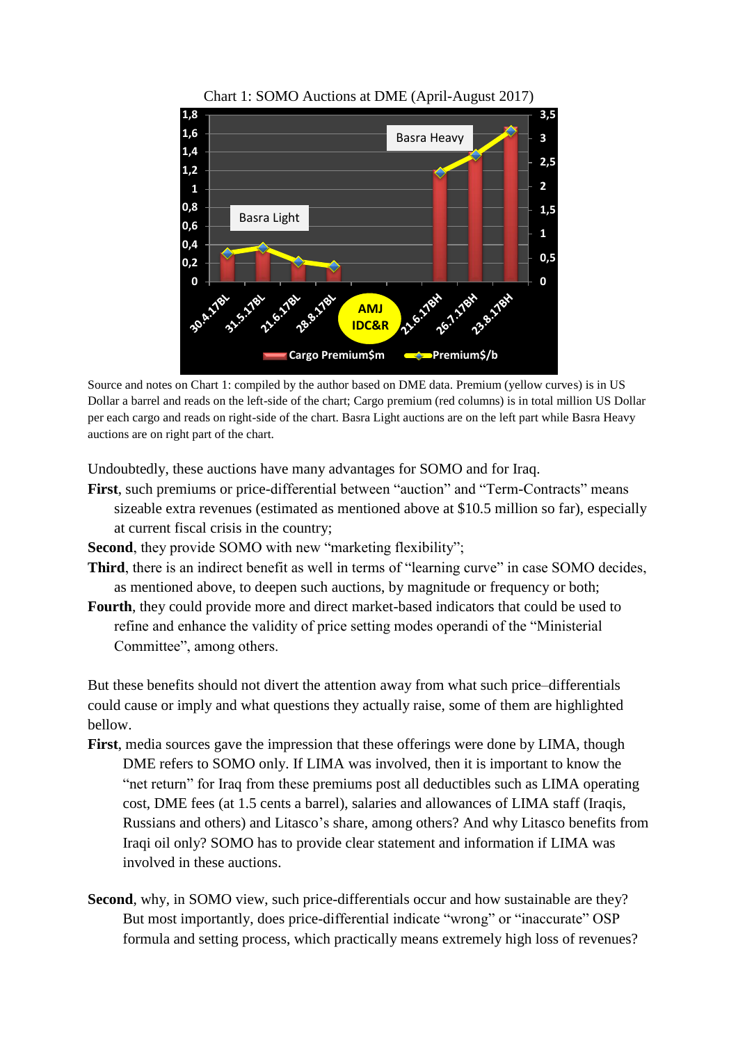Chart 1: SOMO Auctions at DME (April-August 2017)

Source and notes on Chart 1: compiled by the author based on DME data. Premium (yellow curves) is in US Dollar a barrel and reads on the left-side of the chart; Cargo premium (red columns) is in total million US Dollar per each cargo and reads on right-side of the chart. Basra Light auctions are on the left part while Basra Heavy auctions are on right part of the chart.

Undoubtedly, these auctions have many advantages for SOMO and for Iraq.

**First**, such premiums or price-differential between "auction" and "Term-Contracts" means sizeable extra revenues (estimated as mentioned above at $10.5 million so far), especially at current fiscal crisis in the country;

**Second**, they provide SOMO with new "marketing flexibility";

**Third**, there is an indirect benefit as well in terms of "learning curve" in case SOMO decides, as mentioned above, to deepen such auctions, by magnitude or frequency or both;

**Fourth**, they could provide more and direct market-based indicators that could be used to refine and enhance the validity of price setting modes operandi of the "Ministerial Committee", among others.

But these benefits should not divert the attention away from what such price–differentials could cause or imply and what questions they actually raise, some of them are highlighted bellow.

**First**, media sources gave the impression that these offerings were done by LIMA, though DME refers to SOMO only. If LIMA was involved, then it is important to know the "net return" for Iraq from these premiums post all deductibles such as LIMA operating cost, DME fees (at 1.5 cents a barrel), salaries and allowances of LIMA staff (Iraqis, Russians and others) and Litasco's share, among others? And why Litasco benefits from Iraqi oil only? SOMO has to provide clear statement and information if LIMA was involved in these auctions.

**Second**, why, in SOMO view, such price-differentials occur and how sustainable are they? But most importantly, does price-differential indicate "wrong" or "inaccurate" OSP formula and setting process, which practically means extremely high loss of revenues?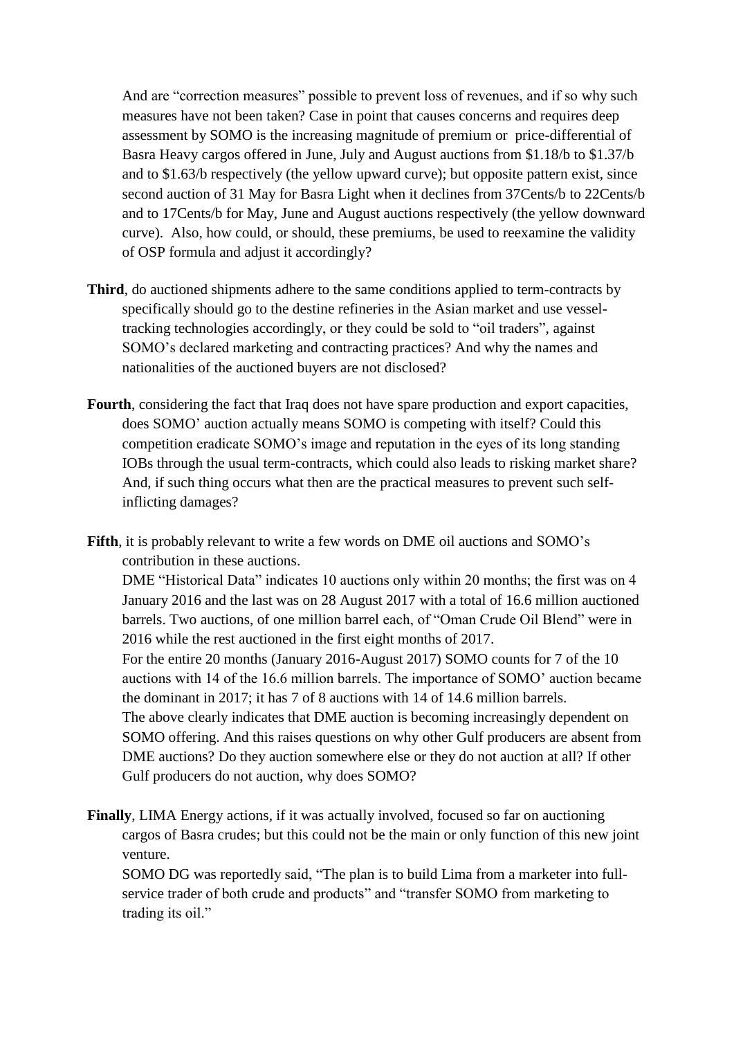And are "correction measures" possible to prevent loss of revenues, and if so why such measures have not been taken? Case in point that causes concerns and requires deep assessment by SOMO is the increasing magnitude of premium or price-differential of Basra Heavy cargos offered in June, July and August auctions from $1.18/b to $1.37/b and to $1.63/b respectively (the yellow upward curve); but opposite pattern exist, since second auction of 31 May for Basra Light when it declines from 37Cents/b to 22Cents/b and to 17Cents/b for May, June and August auctions respectively (the yellow downward curve). Also, how could, or should, these premiums, be used to reexamine the validity of OSP formula and adjust it accordingly?

**Third**, do auctioned shipments adhere to the same conditions applied to term-contracts by specifically should go to the destine refineries in the Asian market and use vessel-tracking technologies accordingly, or they could be sold to "oil traders", against SOMO's declared marketing and contracting practices? And why the names and nationalities of the auctioned buyers are not disclosed?

**Fourth**, considering the fact that Iraq does not have spare production and export capacities, does SOMO' auction actually means SOMO is competing with itself? Could this competition eradicate SOMO's image and reputation in the eyes of its long standing IOBs through the usual term-contracts, which could also leads to risking market share? And, if such thing occurs what then are the practical measures to prevent such self-inflicting damages?

**Fifth**, it is probably relevant to write a few words on DME oil auctions and SOMO's contribution in these auctions.

DME "Historical Data" indicates 10 auctions only within 20 months; the first was on 4 January 2016 and the last was on 28 August 2017 with a total of 16.6 million auctioned barrels. Two auctions, of one million barrel each, of "Oman Crude Oil Blend" were in 2016 while the rest auctioned in the first eight months of 2017.

For the entire 20 months (January 2016-August 2017) SOMO counts for 7 of the 10 auctions with 14 of the 16.6 million barrels. The importance of SOMO' auction became the dominant in 2017; it has 7 of 8 auctions with 14 of 14.6 million barrels.

The above clearly indicates that DME auction is becoming increasingly dependent on SOMO offering. And this raises questions on why other Gulf producers are absent from DME auctions? Do they auction somewhere else or they do not auction at all? If other Gulf producers do not auction, why does SOMO?

**Finally**, LIMA Energy actions, if it was actually involved, focused so far on auctioning cargos of Basra crudes; but this could not be the main or only function of this new joint venture.

SOMO DG was reportedly said, "The plan is to build Lima from a marketer into full-service trader of both crude and products" and "transfer SOMO from marketing to trading its oil."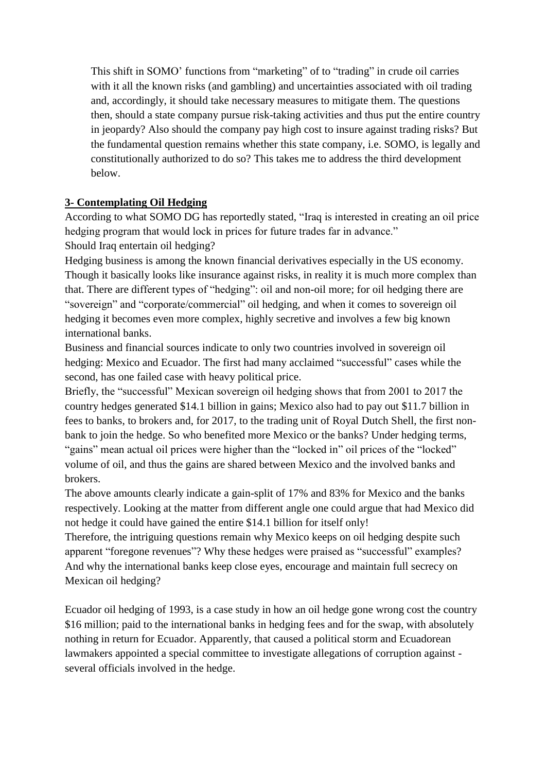This shift in SOMO' functions from "marketing" of to "trading" in crude oil carries with it all the known risks (and gambling) and uncertainties associated with oil trading and, accordingly, it should take necessary measures to mitigate them. The questions then, should a state company pursue risk-taking activities and thus put the entire country in jeopardy? Also should the company pay high cost to insure against trading risks? But the fundamental question remains whether this state company, i.e. SOMO, is legally and constitutionally authorized to do so? This takes me to address the third development below.

**3- Contemplating Oil Hedging**

According to what SOMO DG has reportedly stated, "Iraq is interested in creating an oil price hedging program that would lock in prices for future trades far in advance."

Should Iraq entertain oil hedging?

Hedging business is among the known financial derivatives especially in the US economy. Though it basically looks like insurance against risks, in reality it is much more complex than that. There are different types of "hedging": oil and non-oil more; for oil hedging there are "sovereign" and "corporate/commercial" oil hedging, and when it comes to sovereign oil hedging it becomes even more complex, highly secretive and involves a few big known international banks.

Business and financial sources indicate to only two countries involved in sovereign oil hedging: Mexico and Ecuador. The first had many acclaimed "successful" cases while the second, has one failed case with heavy political price.

Briefly, the "successful" Mexican sovereign oil hedging shows that from 2001 to 2017 the country hedges generated $14.1 billion in gains; Mexico also had to pay out $11.7 billion in fees to banks, to brokers and, for 2017, to the trading unit of Royal Dutch Shell, the first non-bank to join the hedge. So who benefited more Mexico or the banks? Under hedging terms, "gains" mean actual oil prices were higher than the "locked in" oil prices of the "locked" volume of oil, and thus the gains are shared between Mexico and the involved banks and brokers.

The above amounts clearly indicate a gain-split of 17% and 83% for Mexico and the banks respectively. Looking at the matter from different angle one could argue that had Mexico did not hedge it could have gained the entire $14.1 billion for itself only!

Therefore, the intriguing questions remain why Mexico keeps on oil hedging despite such apparent "foregone revenues"? Why these hedges were praised as "successful" examples? And why the international banks keep close eyes, encourage and maintain full secrecy on Mexican oil hedging?

Ecuador oil hedging of 1993, is a case study in how an oil hedge gone wrong cost the country $16 million; paid to the international banks in hedging fees and for the swap, with absolutely nothing in return for Ecuador. Apparently, that caused a political storm and Ecuadorean lawmakers appointed a special committee to investigate allegations of corruption against - several officials involved in the hedge.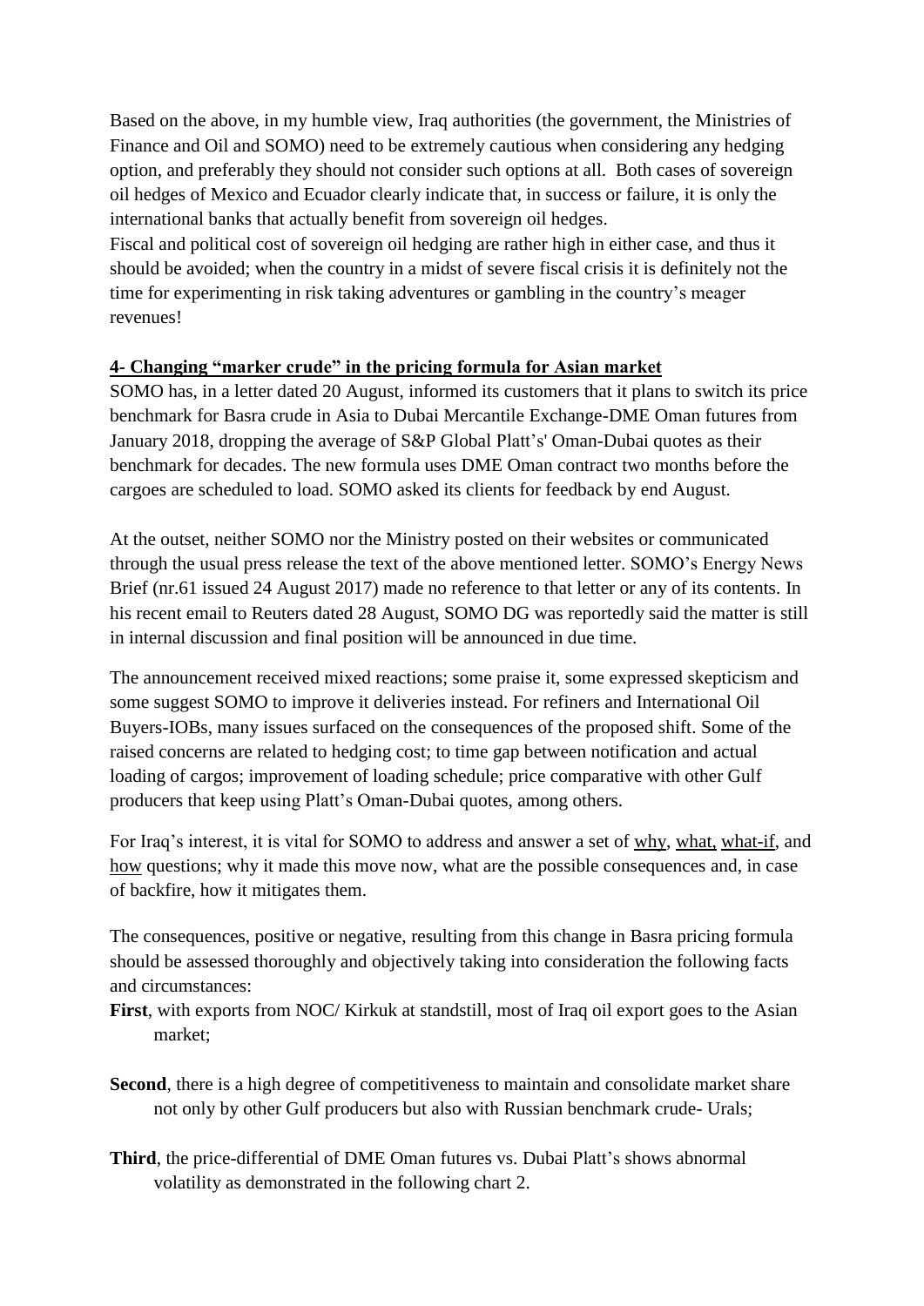Based on the above, in my humble view, Iraq authorities (the government, the Ministries of Finance and Oil and SOMO) need to be extremely cautious when considering any hedging option, and preferably they should not consider such options at all. Both cases of sovereign oil hedges of Mexico and Ecuador clearly indicate that, in success or failure, it is only the international banks that actually benefit from sovereign oil hedges.

Fiscal and political cost of sovereign oil hedging are rather high in either case, and thus it should be avoided; when the country in a midst of severe fiscal crisis it is definitely not the time for experimenting in risk taking adventures or gambling in the country's meager revenues!

## 4- Changing "marker crude" in the pricing formula for Asian market

SOMO has, in a letter dated 20 August, informed its customers that it plans to switch its price benchmark for Basra crude in Asia to Dubai Mercantile Exchange-DME Oman futures from January 2018, dropping the average of S&P Global Platt's' Oman-Dubai quotes as their benchmark for decades. The new formula uses DME Oman contract two months before the cargoes are scheduled to load. SOMO asked its clients for feedback by end August.

At the outset, neither SOMO nor the Ministry posted on their websites or communicated through the usual press release the text of the above mentioned letter. SOMO's Energy News Brief (nr.61 issued 24 August 2017) made no reference to that letter or any of its contents. In his recent email to Reuters dated 28 August, SOMO DG was reportedly said the matter is still in internal discussion and final position will be announced in due time.

The announcement received mixed reactions; some praise it, some expressed skepticism and some suggest SOMO to improve it deliveries instead. For refiners and International Oil Buyers-IOBs, many issues surfaced on the consequences of the proposed shift. Some of the raised concerns are related to hedging cost; to time gap between notification and actual loading of cargos; improvement of loading schedule; price comparative with other Gulf producers that keep using Platt's Oman-Dubai quotes, among others.

For Iraq's interest, it is vital for SOMO to address and answer a set of why, what, what-if, and how questions; why it made this move now, what are the possible consequences and, in case of backfire, how it mitigates them.

The consequences, positive or negative, resulting from this change in Basra pricing formula should be assessed thoroughly and objectively taking into consideration the following facts and circumstances:

**First**, with exports from NOC/ Kirkuk at standstill, most of Iraq oil export goes to the Asian market;

**Second**, there is a high degree of competitiveness to maintain and consolidate market share not only by other Gulf producers but also with Russian benchmark crude- Urals;

**Third**, the price-differential of DME Oman futures vs. Dubai Platt's shows abnormal volatility as demonstrated in the following chart 2.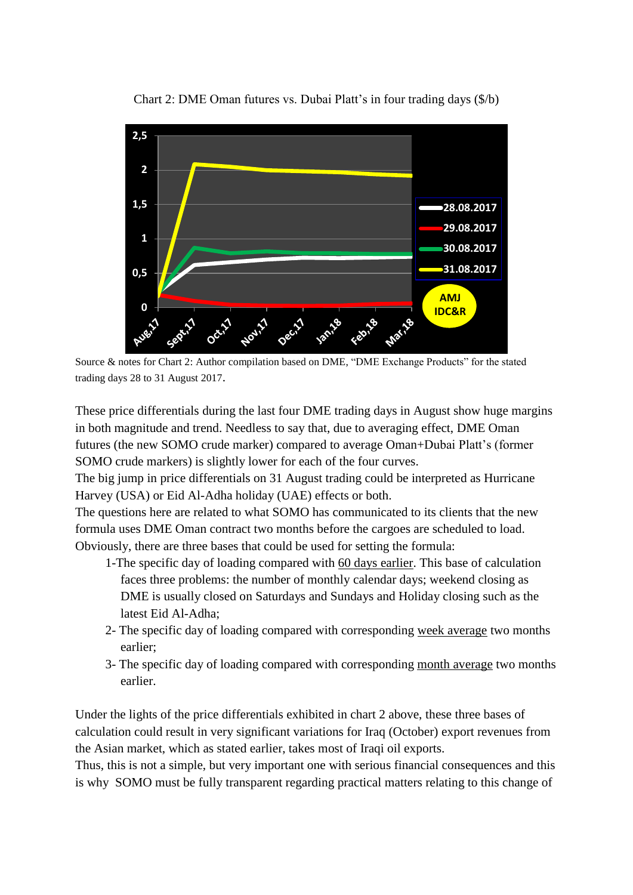Chart 2: DME Oman futures vs. Dubai Platt's in four trading days ($/b)

Source & notes for Chart 2: Author compilation based on DME, "DME Exchange Products" for the stated trading days 28 to 31 August 2017.

These price differentials during the last four DME trading days in August show huge margins in both magnitude and trend. Needless to say that, due to averaging effect, DME Oman futures (the new SOMO crude marker) compared to average Oman+Dubai Platt's (former SOMO crude markers) is slightly lower for each of the four curves.

The big jump in price differentials on 31 August trading could be interpreted as Hurricane Harvey (USA) or Eid Al-Adha holiday (UAE) effects or both.

The questions here are related to what SOMO has communicated to its clients that the new formula uses DME Oman contract two months before the cargoes are scheduled to load. Obviously, there are three bases that could be used for setting the formula:

1- The specific day of loading compared with 60 days earlier. This base of calculation faces three problems: the number of monthly calendar days; weekend closing as DME is usually closed on Saturdays and Sundays and Holiday closing such as the latest Eid Al-Adha;
2- The specific day of loading compared with corresponding week average two months earlier;
3- The specific day of loading compared with corresponding month average two months earlier.

Under the lights of the price differentials exhibited in chart 2 above, these three bases of calculation could result in very significant variations for Iraq (October) export revenues from the Asian market, which as stated earlier, takes most of Iraqi oil exports.

Thus, this is not a simple, but very important one with serious financial consequences and this is why SOMO must be fully transparent regarding practical matters relating to this change of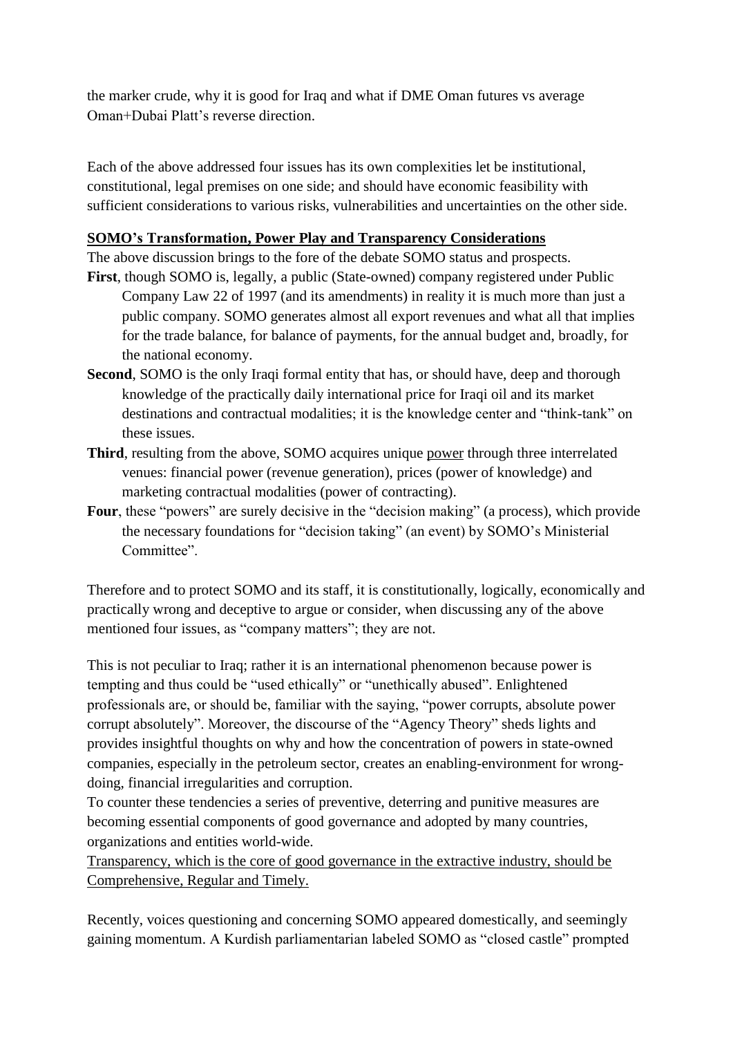the marker crude, why it is good for Iraq and what if DME Oman futures vs average Oman+Dubai Platt's reverse direction.

Each of the above addressed four issues has its own complexities let be institutional, constitutional, legal premises on one side; and should have economic feasibility with sufficient considerations to various risks, vulnerabilities and uncertainties on the other side.

**SOMO's Transformation, Power Play and Transparency Considerations**

The above discussion brings to the fore of the debate SOMO status and prospects.

**First**, though SOMO is, legally, a public (State-owned) company registered under Public Company Law 22 of 1997 (and its amendments) in reality it is much more than just a public company. SOMO generates almost all export revenues and what all that implies for the trade balance, for balance of payments, for the annual budget and, broadly, for the national economy.

**Second**, SOMO is the only Iraqi formal entity that has, or should have, deep and thorough knowledge of the practically daily international price for Iraqi oil and its market destinations and contractual modalities; it is the knowledge center and "think-tank" on these issues.

**Third**, resulting from the above, SOMO acquires unique power through three interrelated venues: financial power (revenue generation), prices (power of knowledge) and marketing contractual modalities (power of contracting).

**Four**, these "powers" are surely decisive in the "decision making" (a process), which provide the necessary foundations for "decision taking" (an event) by SOMO's Ministerial Committee".

Therefore and to protect SOMO and its staff, it is constitutionally, logically, economically and practically wrong and deceptive to argue or consider, when discussing any of the above mentioned four issues, as "company matters"; they are not.

This is not peculiar to Iraq; rather it is an international phenomenon because power is tempting and thus could be "used ethically" or "unethically abused". Enlightened professionals are, or should be, familiar with the saying, "power corrupts, absolute power corrupt absolutely". Moreover, the discourse of the "Agency Theory" sheds lights and provides insightful thoughts on why and how the concentration of powers in state-owned companies, especially in the petroleum sector, creates an enabling-environment for wrong-doing, financial irregularities and corruption.

To counter these tendencies a series of preventive, deterring and punitive measures are becoming essential components of good governance and adopted by many countries, organizations and entities world-wide.

Transparency, which is the core of good governance in the extractive industry, should be Comprehensive, Regular and Timely.

Recently, voices questioning and concerning SOMO appeared domestically, and seemingly gaining momentum. A Kurdish parliamentarian labeled SOMO as "closed castle" prompted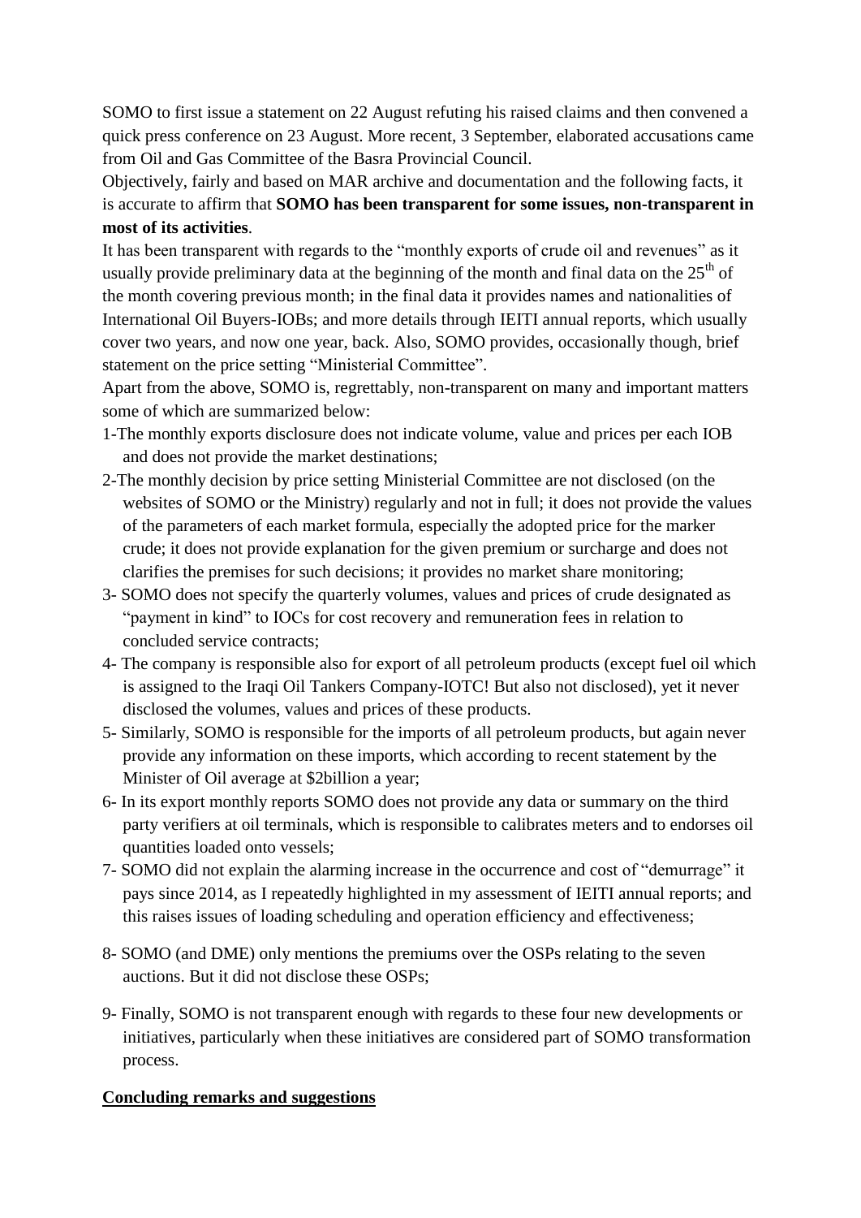SOMO to first issue a statement on 22 August refuting his raised claims and then convened a quick press conference on 23 August. More recent, 3 September, elaborated accusations came from Oil and Gas Committee of the Basra Provincial Council.

Objectively, fairly and based on MAR archive and documentation and the following facts, it is accurate to affirm that **SOMO has been transparent for some issues, non-transparent in most of its activities**.

It has been transparent with regards to the "monthly exports of crude oil and revenues" as it usually provide preliminary data at the beginning of the month and final data on the 25th of the month covering previous month; in the final data it provides names and nationalities of International Oil Buyers-IOBs; and more details through IEITI annual reports, which usually cover two years, and now one year, back. Also, SOMO provides, occasionally though, brief statement on the price setting "Ministerial Committee".

Apart from the above, SOMO is, regrettably, non-transparent on many and important matters some of which are summarized below:

1-The monthly exports disclosure does not indicate volume, value and prices per each IOB and does not provide the market destinations;

2-The monthly decision by price setting Ministerial Committee are not disclosed (on the websites of SOMO or the Ministry) regularly and not in full; it does not provide the values of the parameters of each market formula, especially the adopted price for the marker crude; it does not provide explanation for the given premium or surcharge and does not clarifies the premises for such decisions; it provides no market share monitoring;

3- SOMO does not specify the quarterly volumes, values and prices of crude designated as "payment in kind" to IOCs for cost recovery and remuneration fees in relation to concluded service contracts;

4- The company is responsible also for export of all petroleum products (except fuel oil which is assigned to the Iraqi Oil Tankers Company-IOTC! But also not disclosed), yet it never disclosed the volumes, values and prices of these products.

5- Similarly, SOMO is responsible for the imports of all petroleum products, but again never provide any information on these imports, which according to recent statement by the Minister of Oil average at $2billion a year;

6- In its export monthly reports SOMO does not provide any data or summary on the third party verifiers at oil terminals, which is responsible to calibrates meters and to endorses oil quantities loaded onto vessels;

7- SOMO did not explain the alarming increase in the occurrence and cost of "demurrage" it pays since 2014, as I repeatedly highlighted in my assessment of IEITI annual reports; and this raises issues of loading scheduling and operation efficiency and effectiveness;

8- SOMO (and DME) only mentions the premiums over the OSPs relating to the seven auctions. But it did not disclose these OSPs;

9- Finally, SOMO is not transparent enough with regards to these four new developments or initiatives, particularly when these initiatives are considered part of SOMO transformation process.

## Concluding remarks and suggestions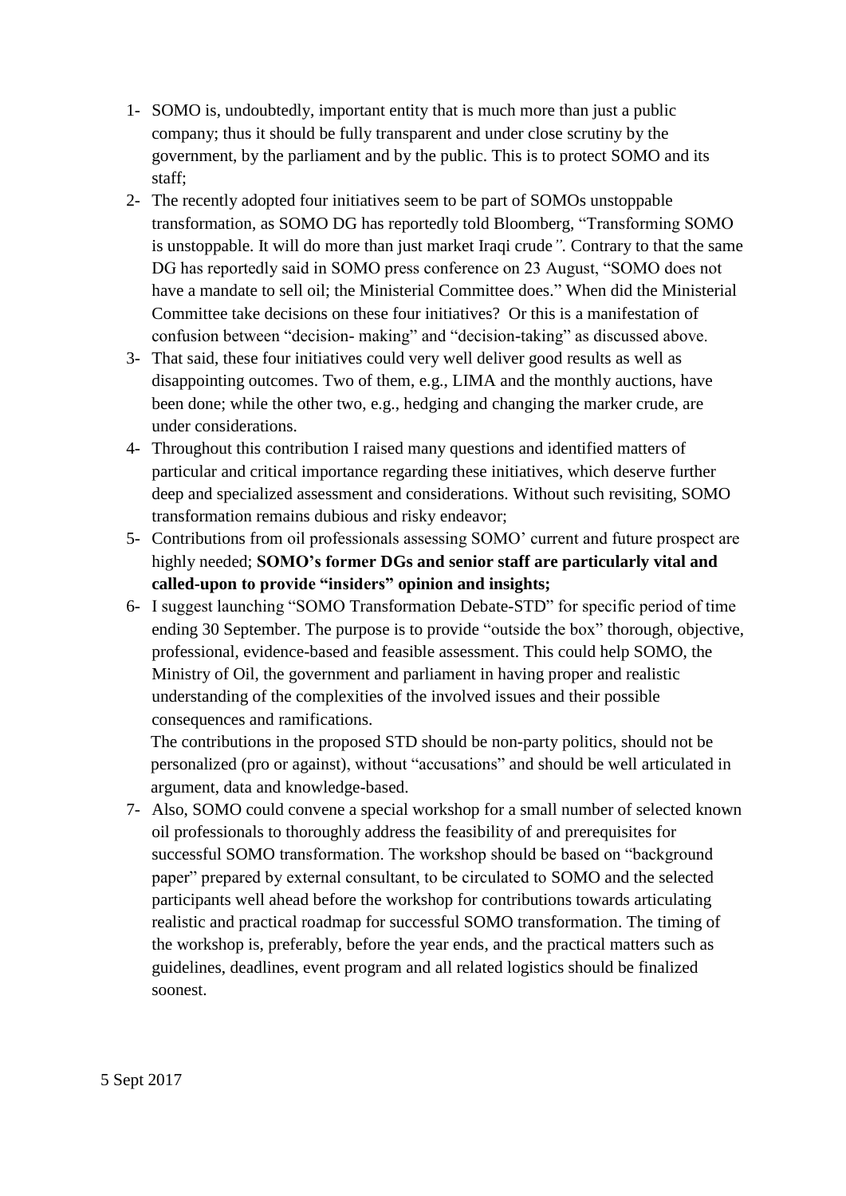1- SOMO is, undoubtedly, important entity that is much more than just a public company; thus it should be fully transparent and under close scrutiny by the government, by the parliament and by the public. This is to protect SOMO and its staff;
2- The recently adopted four initiatives seem to be part of SOMOs unstoppable transformation, as SOMO DG has reportedly told Bloomberg, "Transforming SOMO is unstoppable. It will do more than just market Iraqi crude*"*. Contrary to that the same DG has reportedly said in SOMO press conference on 23 August, "SOMO does not have a mandate to sell oil; the Ministerial Committee does." When did the Ministerial Committee take decisions on these four initiatives? Or this is a manifestation of confusion between "decision- making" and "decision-taking" as discussed above.
3- That said, these four initiatives could very well deliver good results as well as disappointing outcomes. Two of them, e.g., LIMA and the monthly auctions, have been done; while the other two, e.g., hedging and changing the marker crude, are under considerations.
4- Throughout this contribution I raised many questions and identified matters of particular and critical importance regarding these initiatives, which deserve further deep and specialized assessment and considerations. Without such revisiting, SOMO transformation remains dubious and risky endeavor;
5- Contributions from oil professionals assessing SOMO' current and future prospect are highly needed; **SOMO's former DGs and senior staff are particularly vital and called-upon to provide "insiders" opinion and insights;**
6- I suggest launching "SOMO Transformation Debate-STD" for specific period of time ending 30 September. The purpose is to provide "outside the box" thorough, objective, professional, evidence-based and feasible assessment. This could help SOMO, the Ministry of Oil, the government and parliament in having proper and realistic understanding of the complexities of the involved issues and their possible consequences and ramifications.

   The contributions in the proposed STD should be non-party politics, should not be personalized (pro or against), without "accusations" and should be well articulated in argument, data and knowledge-based.
7- Also, SOMO could convene a special workshop for a small number of selected known oil professionals to thoroughly address the feasibility of and prerequisites for successful SOMO transformation. The workshop should be based on "background paper" prepared by external consultant, to be circulated to SOMO and the selected participants well ahead before the workshop for contributions towards articulating realistic and practical roadmap for successful SOMO transformation. The timing of the workshop is, preferably, before the year ends, and the practical matters such as guidelines, deadlines, event program and all related logistics should be finalized soonest.

5 Sept 2017